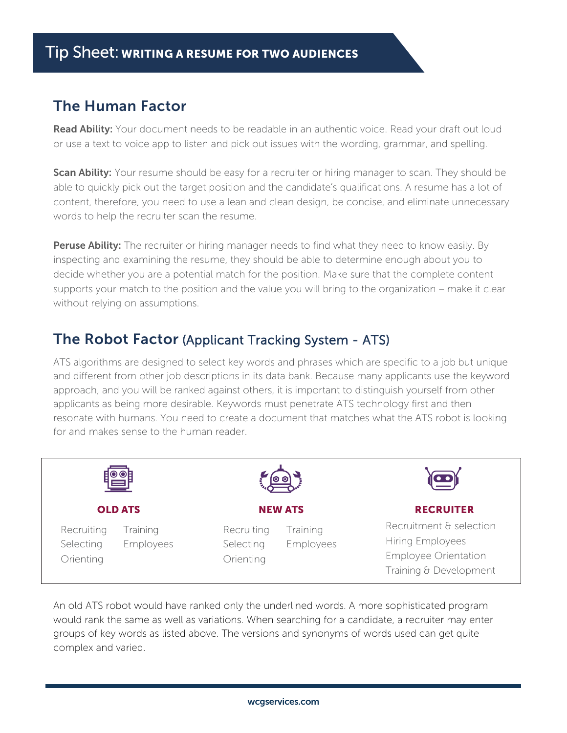# Tip Sheet: WRITING A RESUME FOR TWO AUDIENCES

## The Human Factor

**Read Ability:** Your document needs to be readable in an authentic voice. Read your draft out loud or use a text to voice app to listen and pick out issues with the wording, grammar, and spelling.

**Scan Ability:** Your resume should be easy for a recruiter or hiring manager to scan. They should be able to quickly pick out the target position and the candidate's qualifications. A resume has a lot of content, therefore, you need to use a lean and clean design, be concise, and eliminate unnecessary words to help the recruiter scan the resume.

**Peruse Ability:** The recruiter or hiring manager needs to find what they need to know easily. By inspecting and examining the resume, they should be able to determine enough about you to decide whether you are a potential match for the position. Make sure that the complete content supports your match to the position and the value you will bring to the organization – make it clear without relying on assumptions.

## The Robot Factor (Applicant Tracking System - ATS)

ATS algorithms are designed to select key words and phrases which are specific to a job but unique and different from other job descriptions in its data bank. Because many applicants use the keyword approach, and you will be ranked against others, it is important to distinguish yourself from other applicants as being more desirable. Keywords must penetrate ATS technology first and then resonate with humans. You need to create a document that matches what the ATS robot is looking for and makes sense to the human reader.

| OLD ATS | NEW ATS | RECRUITER |
|---|---|---|
| Recruiting<br>Selecting<br>Orienting<br>Training<br>Employees | Recruiting<br>Selecting<br>Orienting<br>Training<br>Employees | Recruitment & selection<br>Hiring Employees<br>Employee Orientation<br>Training & Development |

An old ATS robot would have ranked only the underlined words. A more sophisticated program would rank the same as well as variations. When searching for a candidate, a recruiter may enter groups of key words as listed above. The versions and synonyms of words used can get quite complex and varied.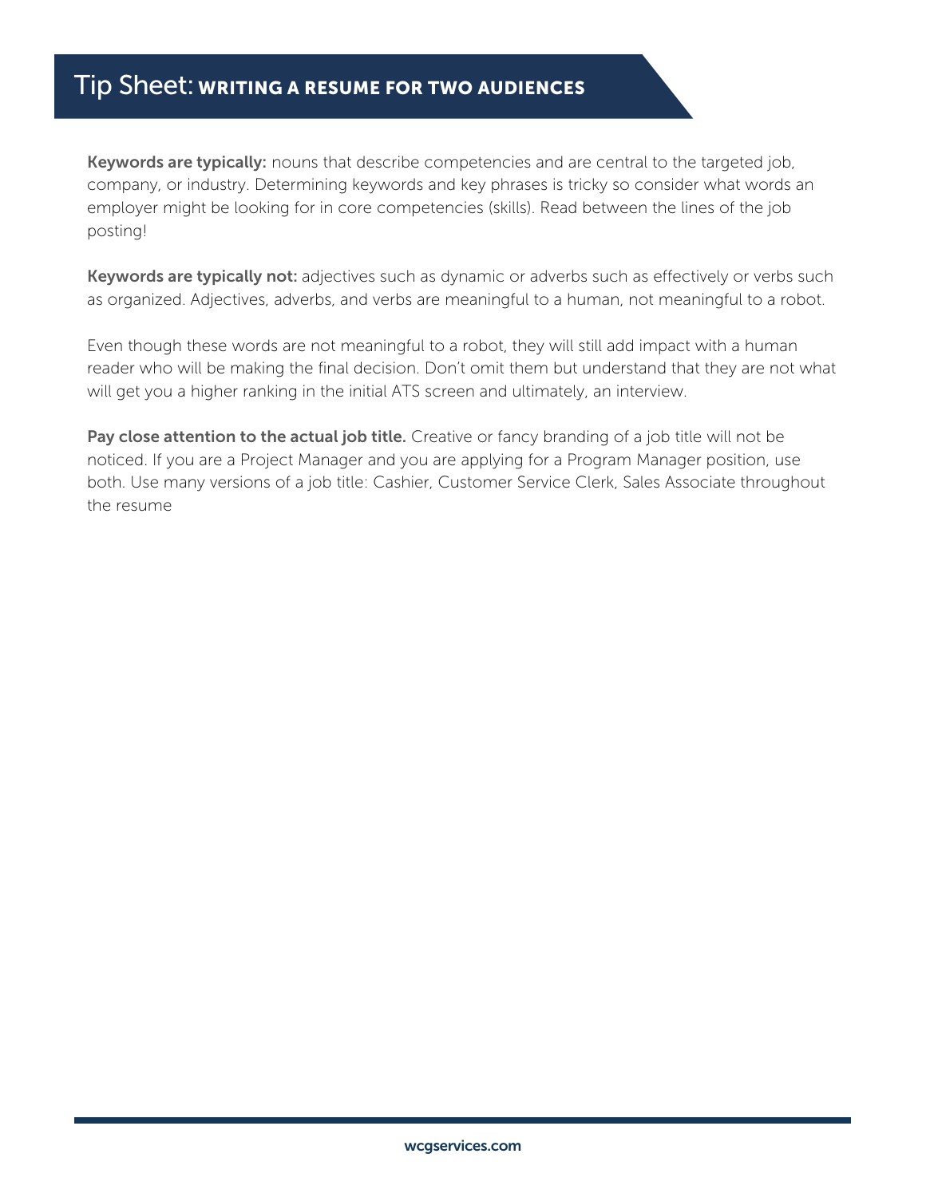# Tip Sheet: WRITING A RESUME FOR TWO AUDIENCES

**Keywords are typically:** nouns that describe competencies and are central to the targeted job, company, or industry. Determining keywords and key phrases is tricky so consider what words an employer might be looking for in core competencies (skills). Read between the lines of the job posting!

**Keywords are typically not:** adjectives such as dynamic or adverbs such as effectively or verbs such as organized. Adjectives, adverbs, and verbs are meaningful to a human, not meaningful to a robot.

Even though these words are not meaningful to a robot, they will still add impact with a human reader who will be making the final decision. Don't omit them but understand that they are not what will get you a higher ranking in the initial ATS screen and ultimately, an interview.

**Pay close attention to the actual job title.** Creative or fancy branding of a job title will not be noticed. If you are a Project Manager and you are applying for a Program Manager position, use both. Use many versions of a job title: Cashier, Customer Service Clerk, Sales Associate throughout the resume